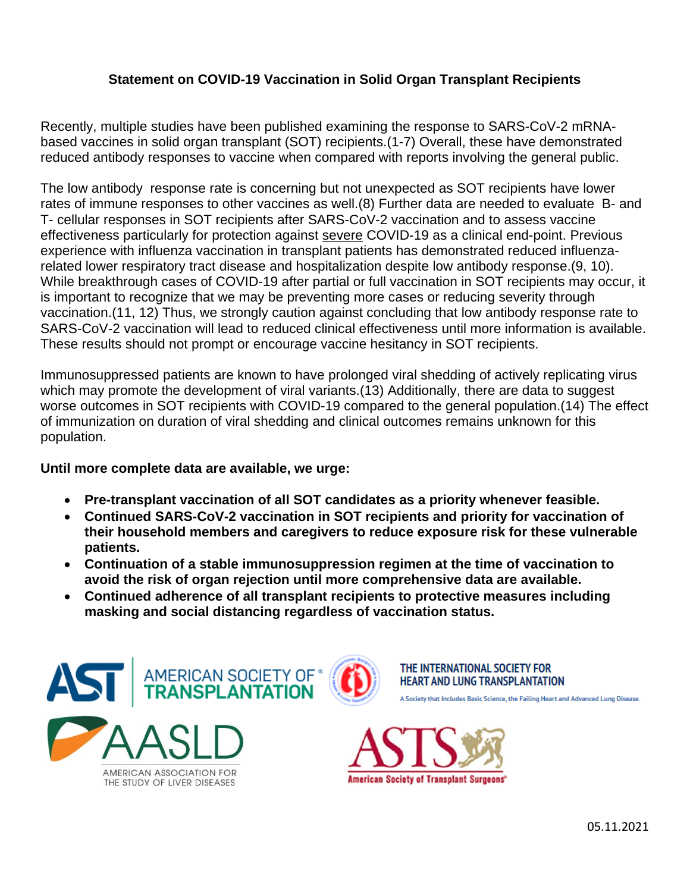# Statement on COVID-19 Vaccination in Solid Organ Transplant Recipients

Recently, multiple studies have been published examining the response to SARS-CoV-2 mRNA-based vaccines in solid organ transplant (SOT) recipients.(1-7) Overall, these have demonstrated reduced antibody responses to vaccine when compared with reports involving the general public.

The low antibody response rate is concerning but not unexpected as SOT recipients have lower rates of immune responses to other vaccines as well.(8) Further data are needed to evaluate B- and T- cellular responses in SOT recipients after SARS-CoV-2 vaccination and to assess vaccine effectiveness particularly for protection against severe COVID-19 as a clinical end-point. Previous experience with influenza vaccination in transplant patients has demonstrated reduced influenza-related lower respiratory tract disease and hospitalization despite low antibody response.(9, 10). While breakthrough cases of COVID-19 after partial or full vaccination in SOT recipients may occur, it is important to recognize that we may be preventing more cases or reducing severity through vaccination.(11, 12) Thus, we strongly caution against concluding that low antibody response rate to SARS-CoV-2 vaccination will lead to reduced clinical effectiveness until more information is available. These results should not prompt or encourage vaccine hesitancy in SOT recipients.

Immunosuppressed patients are known to have prolonged viral shedding of actively replicating virus which may promote the development of viral variants.(13) Additionally, there are data to suggest worse outcomes in SOT recipients with COVID-19 compared to the general population.(14) The effect of immunization on duration of viral shedding and clinical outcomes remains unknown for this population.

**Until more complete data are available, we urge:**

- **Pre-transplant vaccination of all SOT candidates as a priority whenever feasible.**
- **Continued SARS-CoV-2 vaccination in SOT recipients and priority for vaccination of their household members and caregivers to reduce exposure risk for these vulnerable patients.**
- **Continuation of a stable immunosuppression regimen at the time of vaccination to avoid the risk of organ rejection until more comprehensive data are available.**
- **Continued adherence of all transplant recipients to protective measures including masking and social distancing regardless of vaccination status.**

AST | AMERICAN SOCIETY OF TRANSPLANTATION

THE INTERNATIONAL SOCIETY FOR HEART AND LUNG TRANSPLANTATION
A Society that Includes Basic Science, the Failing Heart and Advanced Lung Disease.

AASLD
AMERICAN ASSOCIATION FOR THE STUDY OF LIVER DISEASES

ASTS
American Society of Transplant Surgeons

05.11.2021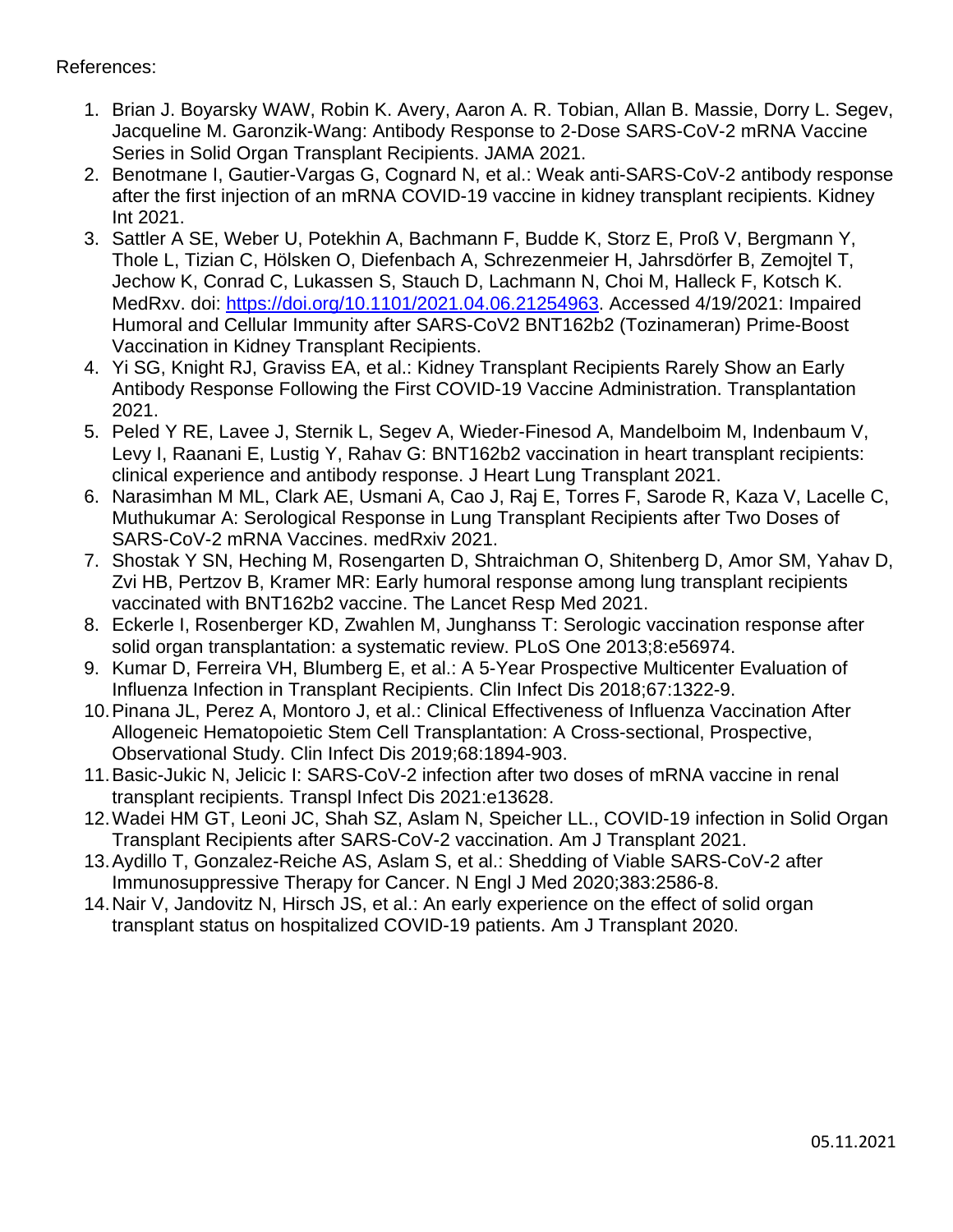References:

1. Brian J. Boyarsky WAW, Robin K. Avery, Aaron A. R. Tobian, Allan B. Massie, Dorry L. Segev, Jacqueline M. Garonzik-Wang: Antibody Response to 2-Dose SARS-CoV-2 mRNA Vaccine Series in Solid Organ Transplant Recipients. JAMA 2021.
2. Benotmane I, Gautier-Vargas G, Cognard N, et al.: Weak anti-SARS-CoV-2 antibody response after the first injection of an mRNA COVID-19 vaccine in kidney transplant recipients. Kidney Int 2021.
3. Sattler A SE, Weber U, Potekhin A, Bachmann F, Budde K, Storz E, Proß V, Bergmann Y, Thole L, Tizian C, Hölsken O, Diefenbach A, Schrezenmeier H, Jahrsdörfer B, Zemojtel T, Jechow K, Conrad C, Lukassen S, Stauch D, Lachmann N, Choi M, Halleck F, Kotsch K. MedRxv. doi: https://doi.org/10.1101/2021.04.06.21254963. Accessed 4/19/2021: Impaired Humoral and Cellular Immunity after SARS-CoV2 BNT162b2 (Tozinameran) Prime-Boost Vaccination in Kidney Transplant Recipients.
4. Yi SG, Knight RJ, Graviss EA, et al.: Kidney Transplant Recipients Rarely Show an Early Antibody Response Following the First COVID-19 Vaccine Administration. Transplantation 2021.
5. Peled Y RE, Lavee J, Sternik L, Segev A, Wieder-Finesod A, Mandelboim M, Indenbaum V, Levy I, Raanani E, Lustig Y, Rahav G: BNT162b2 vaccination in heart transplant recipients: clinical experience and antibody response. J Heart Lung Transplant 2021.
6. Narasimhan M ML, Clark AE, Usmani A, Cao J, Raj E, Torres F, Sarode R, Kaza V, Lacelle C, Muthukumar A: Serological Response in Lung Transplant Recipients after Two Doses of SARS-CoV-2 mRNA Vaccines. medRxiv 2021.
7. Shostak Y SN, Heching M, Rosengarten D, Shtraichman O, Shitenberg D, Amor SM, Yahav D, Zvi HB, Pertzov B, Kramer MR: Early humoral response among lung transplant recipients vaccinated with BNT162b2 vaccine. The Lancet Resp Med 2021.
8. Eckerle I, Rosenberger KD, Zwahlen M, Junghanss T: Serologic vaccination response after solid organ transplantation: a systematic review. PLoS One 2013;8:e56974.
9. Kumar D, Ferreira VH, Blumberg E, et al.: A 5-Year Prospective Multicenter Evaluation of Influenza Infection in Transplant Recipients. Clin Infect Dis 2018;67:1322-9.
10. Pinana JL, Perez A, Montoro J, et al.: Clinical Effectiveness of Influenza Vaccination After Allogeneic Hematopoietic Stem Cell Transplantation: A Cross-sectional, Prospective, Observational Study. Clin Infect Dis 2019;68:1894-903.
11. Basic-Jukic N, Jelicic I: SARS-CoV-2 infection after two doses of mRNA vaccine in renal transplant recipients. Transpl Infect Dis 2021:e13628.
12. Wadei HM GT, Leoni JC, Shah SZ, Aslam N, Speicher LL., COVID-19 infection in Solid Organ Transplant Recipients after SARS-CoV-2 vaccination. Am J Transplant 2021.
13. Aydillo T, Gonzalez-Reiche AS, Aslam S, et al.: Shedding of Viable SARS-CoV-2 after Immunosuppressive Therapy for Cancer. N Engl J Med 2020;383:2586-8.
14. Nair V, Jandovitz N, Hirsch JS, et al.: An early experience on the effect of solid organ transplant status on hospitalized COVID-19 patients. Am J Transplant 2020.

05.11.2021